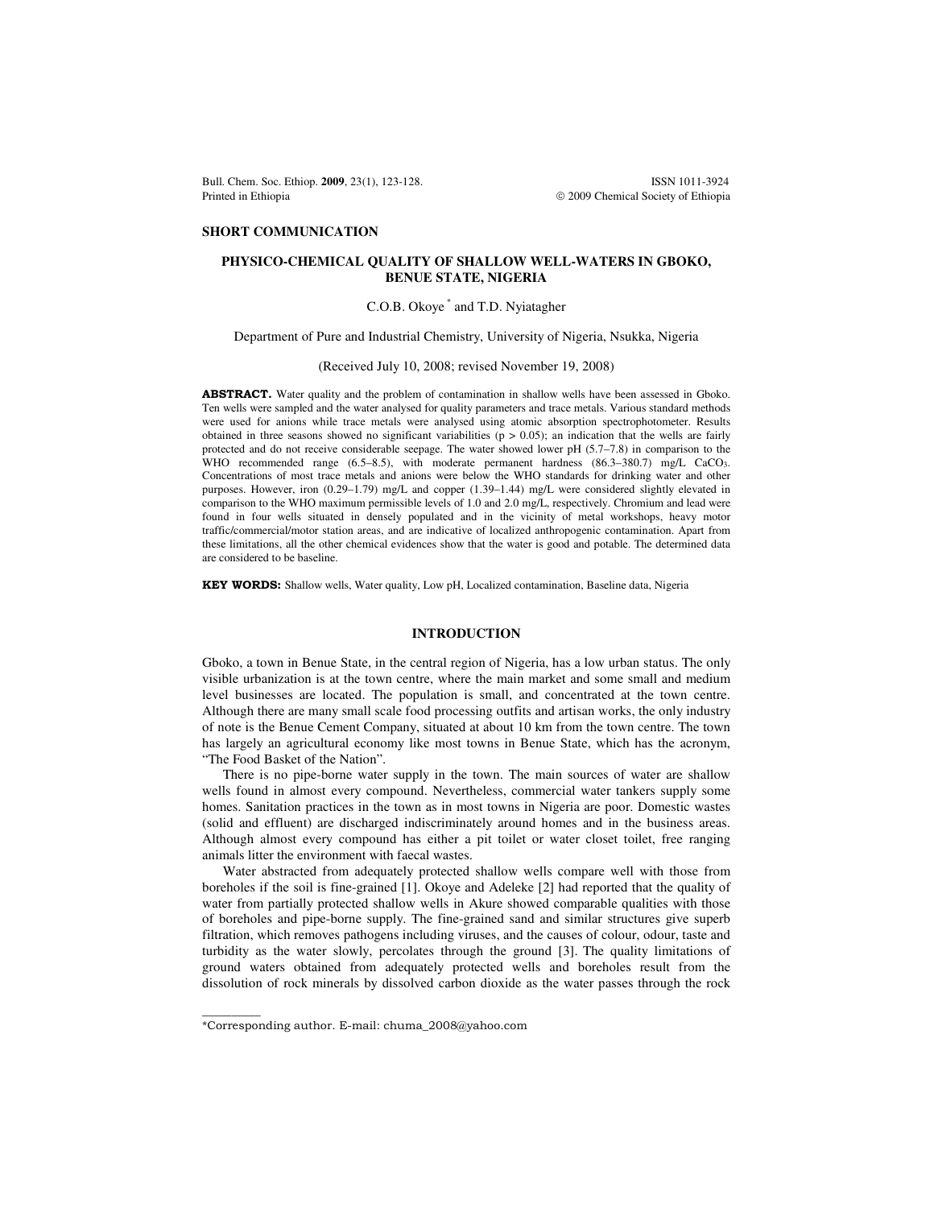**SHORT COMMUNICATION**

# PHYSICO-CHEMICAL QUALITY OF SHALLOW WELL-WATERS IN GBOKO, BENUE STATE, NIGERIA

C.O.B. Okoye* and T.D. Nyiatagher

Department of Pure and Industrial Chemistry, University of Nigeria, Nsukka, Nigeria

(Received July 10, 2008; revised November 19, 2008)

**ABSTRACT.** Water quality and the problem of contamination in shallow wells have been assessed in Gboko. Ten wells were sampled and the water analysed for quality parameters and trace metals. Various standard methods were used for anions while trace metals were analysed using atomic absorption spectrophotometer. Results obtained in three seasons showed no significant variabilities ($p > 0.05$); an indication that the wells are fairly protected and do not receive considerable seepage. The water showed lower pH (5.7–7.8) in comparison to the WHO recommended range (6.5–8.5), with moderate permanent hardness (86.3–380.7) mg/L $CaCO_3$. Concentrations of most trace metals and anions were below the WHO standards for drinking water and other purposes. However, iron (0.29–1.79) mg/L and copper (1.39–1.44) mg/L were considered slightly elevated in comparison to the WHO maximum permissible levels of 1.0 and 2.0 mg/L, respectively. Chromium and lead were found in four wells situated in densely populated and in the vicinity of metal workshops, heavy motor traffic/commercial/motor station areas, and are indicative of localized anthropogenic contamination. Apart from these limitations, all the other chemical evidences show that the water is good and potable. The determined data are considered to be baseline.

**KEY WORDS:** Shallow wells, Water quality, Low pH, Localized contamination, Baseline data, Nigeria

## INTRODUCTION

Gboko, a town in Benue State, in the central region of Nigeria, has a low urban status. The only visible urbanization is at the town centre, where the main market and some small and medium level businesses are located. The population is small, and concentrated at the town centre. Although there are many small scale food processing outfits and artisan works, the only industry of note is the Benue Cement Company, situated at about 10 km from the town centre. The town has largely an agricultural economy like most towns in Benue State, which has the acronym, "The Food Basket of the Nation".

There is no pipe-borne water supply in the town. The main sources of water are shallow wells found in almost every compound. Nevertheless, commercial water tankers supply some homes. Sanitation practices in the town as in most towns in Nigeria are poor. Domestic wastes (solid and effluent) are discharged indiscriminately around homes and in the business areas. Although almost every compound has either a pit toilet or water closet toilet, free ranging animals litter the environment with faecal wastes.

Water abstracted from adequately protected shallow wells compare well with those from boreholes if the soil is fine-grained [1]. Okoye and Adeleke [2] had reported that the quality of water from partially protected shallow wells in Akure showed comparable qualities with those of boreholes and pipe-borne supply. The fine-grained sand and similar structures give superb filtration, which removes pathogens including viruses, and the causes of colour, odour, taste and turbidity as the water slowly, percolates through the ground [3]. The quality limitations of ground waters obtained from adequately protected wells and boreholes result from the dissolution of rock minerals by dissolved carbon dioxide as the water passes through the rock

---

*Corresponding author. E-mail: chuma_2008@yahoo.com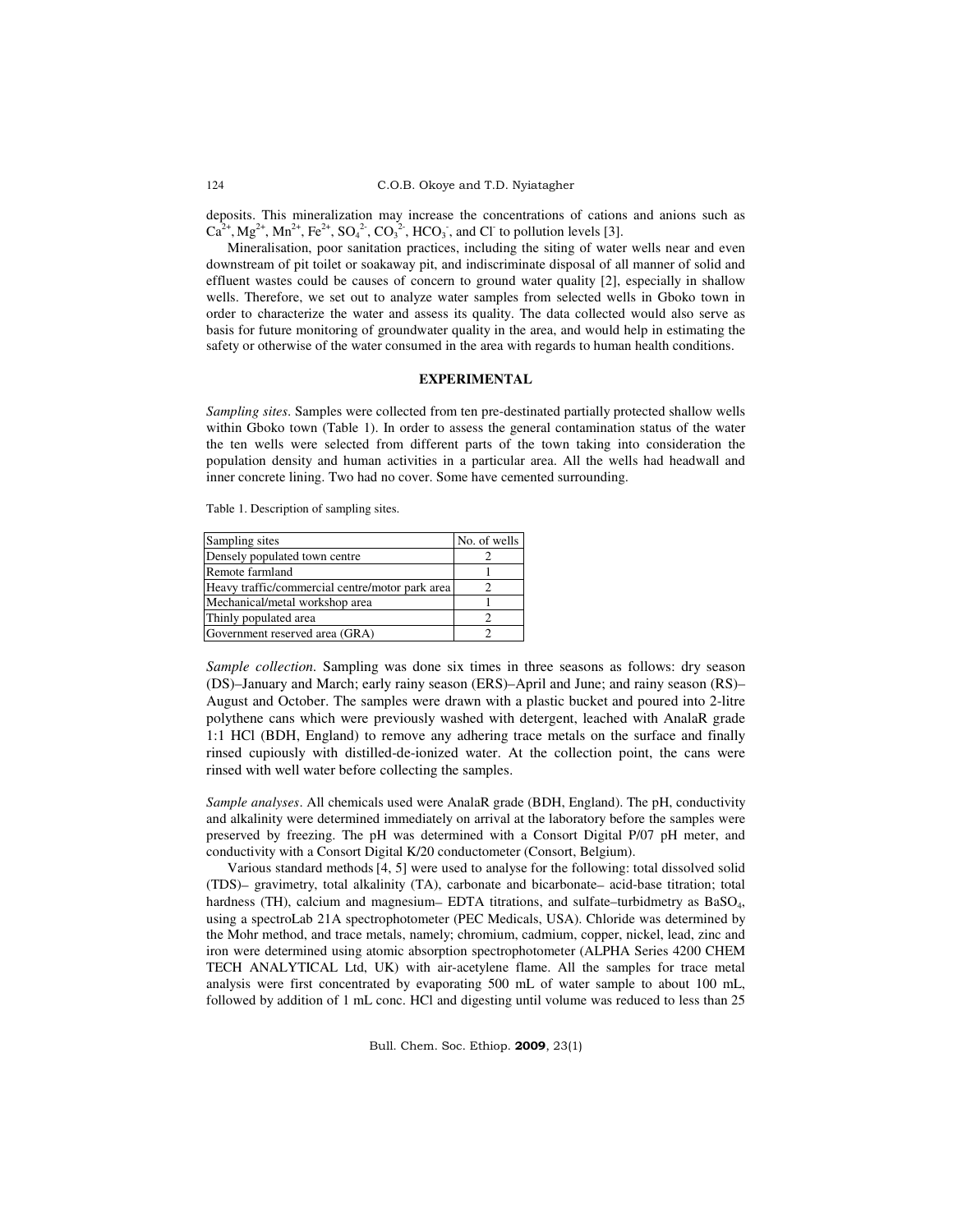deposits. This mineralization may increase the concentrations of cations and anions such as $Ca^{2+}$, $Mg^{2+}$, $Mn^{2+}$, $Fe^{2+}$, $SO_4^{2-}$, $CO_3^{2-}$, $HCO_3^-$, and $Cl^-$ to pollution levels [3].

Mineralisation, poor sanitation practices, including the siting of water wells near and even downstream of pit toilet or soakaway pit, and indiscriminate disposal of all manner of solid and effluent wastes could be causes of concern to ground water quality [2], especially in shallow wells. Therefore, we set out to analyze water samples from selected wells in Gboko town in order to characterize the water and assess its quality. The data collected would also serve as basis for future monitoring of groundwater quality in the area, and would help in estimating the safety or otherwise of the water consumed in the area with regards to human health conditions.

## EXPERIMENTAL

*Sampling sites*. Samples were collected from ten pre-destinated partially protected shallow wells within Gboko town (Table 1). In order to assess the general contamination status of the water the ten wells were selected from different parts of the town taking into consideration the population density and human activities in a particular area. All the wells had headwall and inner concrete lining. Two had no cover. Some have cemented surrounding.

Table 1. Description of sampling sites.

| Sampling sites | No. of wells |
|---|---|
| Densely populated town centre | 2 |
| Remote farmland | 1 |
| Heavy traffic/commercial centre/motor park area | 2 |
| Mechanical/metal workshop area | 1 |
| Thinly populated area | 2 |
| Government reserved area (GRA) | 2 |

*Sample collection*. Sampling was done six times in three seasons as follows: dry season (DS)–January and March; early rainy season (ERS)–April and June; and rainy season (RS)–August and October. The samples were drawn with a plastic bucket and poured into 2-litre polythene cans which were previously washed with detergent, leached with AnalaR grade 1:1 HCl (BDH, England) to remove any adhering trace metals on the surface and finally rinsed cupiously with distilled-de-ionized water. At the collection point, the cans were rinsed with well water before collecting the samples.

*Sample analyses*. All chemicals used were AnalaR grade (BDH, England). The pH, conductivity and alkalinity were determined immediately on arrival at the laboratory before the samples were preserved by freezing. The pH was determined with a Consort Digital P/07 pH meter, and conductivity with a Consort Digital K/20 conductometer (Consort, Belgium).

Various standard methods [4, 5] were used to analyse for the following: total dissolved solid (TDS)– gravimetry, total alkalinity (TA), carbonate and bicarbonate– acid-base titration; total hardness (TH), calcium and magnesium– EDTA titrations, and sulfate–turbidmetry as $BaSO_4$, using a spectroLab 21A spectrophotometer (PEC Medicals, USA). Chloride was determined by the Mohr method, and trace metals, namely; chromium, cadmium, copper, nickel, lead, zinc and iron were determined using atomic absorption spectrophotometer (ALPHA Series 4200 CHEM TECH ANALYTICAL Ltd, UK) with air-acetylene flame. All the samples for trace metal analysis were first concentrated by evaporating 500 mL of water sample to about 100 mL, followed by addition of 1 mL conc. HCl and digesting until volume was reduced to less than 25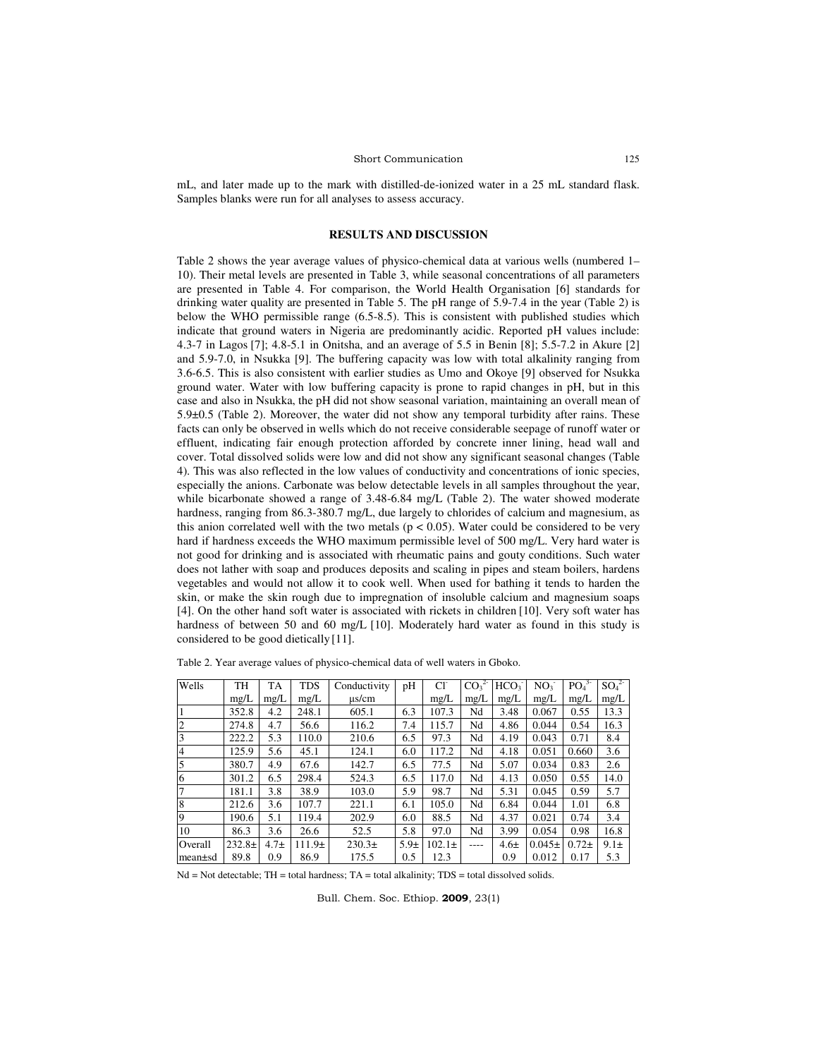mL, and later made up to the mark with distilled-de-ionized water in a 25 mL standard flask. Samples blanks were run for all analyses to assess accuracy.

## RESULTS AND DISCUSSION

Table 2 shows the year average values of physico-chemical data at various wells (numbered 1–10). Their metal levels are presented in Table 3, while seasonal concentrations of all parameters are presented in Table 4. For comparison, the World Health Organisation [6] standards for drinking water quality are presented in Table 5. The pH range of 5.9-7.4 in the year (Table 2) is below the WHO permissible range (6.5-8.5). This is consistent with published studies which indicate that ground waters in Nigeria are predominantly acidic. Reported pH values include: 4.3-7 in Lagos [7]; 4.8-5.1 in Onitsha, and an average of 5.5 in Benin [8]; 5.5-7.2 in Akure [2] and 5.9-7.0, in Nsukka [9]. The buffering capacity was low with total alkalinity ranging from 3.6-6.5. This is also consistent with earlier studies as Umo and Okoye [9] observed for Nsukka ground water. Water with low buffering capacity is prone to rapid changes in pH, but in this case and also in Nsukka, the pH did not show seasonal variation, maintaining an overall mean of 5.9±0.5 (Table 2). Moreover, the water did not show any temporal turbidity after rains. These facts can only be observed in wells which do not receive considerable seepage of runoff water or effluent, indicating fair enough protection afforded by concrete inner lining, head wall and cover. Total dissolved solids were low and did not show any significant seasonal changes (Table 4). This was also reflected in the low values of conductivity and concentrations of ionic species, especially the anions. Carbonate was below detectable levels in all samples throughout the year, while bicarbonate showed a range of 3.48-6.84 mg/L (Table 2). The water showed moderate hardness, ranging from 86.3-380.7 mg/L, due largely to chlorides of calcium and magnesium, as this anion correlated well with the two metals ($p < 0.05$). Water could be considered to be very hard if hardness exceeds the WHO maximum permissible level of 500 mg/L. Very hard water is not good for drinking and is associated with rheumatic pains and gouty conditions. Such water does not lather with soap and produces deposits and scaling in pipes and steam boilers, hardens vegetables and would not allow it to cook well. When used for bathing it tends to harden the skin, or make the skin rough due to impregnation of insoluble calcium and magnesium soaps [4]. On the other hand soft water is associated with rickets in children [10]. Very soft water has hardness of between 50 and 60 mg/L [10]. Moderately hard water as found in this study is considered to be good dietically [11].

Table 2. Year average values of physico-chemical data of well waters in Gboko.

| Wells | TH mg/L | TA mg/L | TDS mg/L | Conductivity μs/cm | pH | $Cl^-$ mg/L | $CO_3^{2-}$ mg/L | $HCO_3^-$ mg/L | $NO_3^-$ mg/L | $PO_4^{3-}$ mg/L | $SO_4^{2-}$ mg/L |
|---|---|---|---|---|---|---|---|---|---|---|---|
| 1 | 352.8 | 4.2 | 248.1 | 605.1 | 6.3 | 107.3 | Nd | 3.48 | 0.067 | 0.55 | 13.3 |
| 2 | 274.8 | 4.7 | 56.6 | 116.2 | 7.4 | 115.7 | Nd | 4.86 | 0.044 | 0.54 | 16.3 |
| 3 | 222.2 | 5.3 | 110.0 | 210.6 | 6.5 | 97.3 | Nd | 4.19 | 0.043 | 0.71 | 8.4 |
| 4 | 125.9 | 5.6 | 45.1 | 124.1 | 6.0 | 117.2 | Nd | 4.18 | 0.051 | 0.660 | 3.6 |
| 5 | 380.7 | 4.9 | 67.6 | 142.7 | 6.5 | 77.5 | Nd | 5.07 | 0.034 | 0.83 | 2.6 |
| 6 | 301.2 | 6.5 | 298.4 | 524.3 | 6.5 | 117.0 | Nd | 4.13 | 0.050 | 0.55 | 14.0 |
| 7 | 181.1 | 3.8 | 38.9 | 103.0 | 5.9 | 98.7 | Nd | 5.31 | 0.045 | 0.59 | 5.7 |
| 8 | 212.6 | 3.6 | 107.7 | 221.1 | 6.1 | 105.0 | Nd | 6.84 | 0.044 | 1.01 | 6.8 |
| 9 | 190.6 | 5.1 | 119.4 | 202.9 | 6.0 | 88.5 | Nd | 4.37 | 0.021 | 0.74 | 3.4 |
| 10 | 86.3 | 3.6 | 26.6 | 52.5 | 5.8 | 97.0 | Nd | 3.99 | 0.054 | 0.98 | 16.8 |
| Overall mean±sd | 232.8± 89.8 | 4.7± 0.9 | 111.9± 86.9 | 230.3± 175.5 | 5.9± 0.5 | 102.1± 12.3 | ---- | 4.6± 0.9 | 0.045± 0.012 | 0.72± 0.17 | 9.1± 5.3 |

Nd = Not detectable; TH = total hardness; TA = total alkalinity; TDS = total dissolved solids.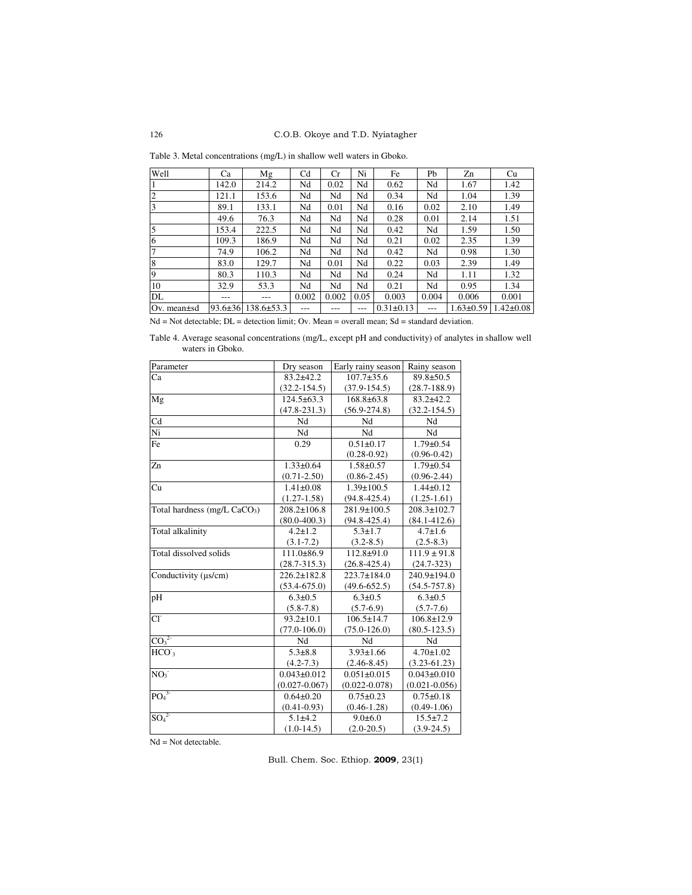Table 3. Metal concentrations (mg/L) in shallow well waters in Gboko.

| Well | Ca | Mg | Cd | Cr | Ni | Fe | Pb | Zn | Cu |
|---|---|---|---|---|---|---|---|---|---|
| 1 | 142.0 | 214.2 | Nd | 0.02 | Nd | 0.62 | Nd | 1.67 | 1.42 |
| 2 | 121.1 | 153.6 | Nd | Nd | Nd | 0.34 | Nd | 1.04 | 1.39 |
| 3 | 89.1 | 133.1 | Nd | 0.01 | Nd | 0.16 | 0.02 | 2.10 | 1.49 |
| | 49.6 | 76.3 | Nd | Nd | Nd | 0.28 | 0.01 | 2.14 | 1.51 |
| 5 | 153.4 | 222.5 | Nd | Nd | Nd | 0.42 | Nd | 1.59 | 1.50 |
| 6 | 109.3 | 186.9 | Nd | Nd | Nd | 0.21 | 0.02 | 2.35 | 1.39 |
| 7 | 74.9 | 106.2 | Nd | Nd | Nd | 0.42 | Nd | 0.98 | 1.30 |
| 8 | 83.0 | 129.7 | Nd | 0.01 | Nd | 0.22 | 0.03 | 2.39 | 1.49 |
| 9 | 80.3 | 110.3 | Nd | Nd | Nd | 0.24 | Nd | 1.11 | 1.32 |
| 10 | 32.9 | 53.3 | Nd | Nd | Nd | 0.21 | Nd | 0.95 | 1.34 |
| DL | --- | --- | 0.002 | 0.002 | 0.05 | 0.003 | 0.004 | 0.006 | 0.001 |
| Ov. mean±sd | 93.6±36 | 138.6±53.3 | --- | --- | --- | 0.31±0.13 | --- | 1.63±0.59 | 1.42±0.08 |

Nd = Not detectable; DL = detection limit; Ov. Mean = overall mean; Sd = standard deviation.

Table 4. Average seasonal concentrations (mg/L, except pH and conductivity) of analytes in shallow well waters in Gboko.

| Parameter | Dry season | Early rainy season | Rainy season |
|---|---|---|---|
| Ca | 83.2±42.2 (32.2-154.5) | 107.7±35.6 (37.9-154.5) | 89.8±50.5 (28.7-188.9) |
| Mg | 124.5±63.3 (47.8-231.3) | 168.8±63.8 (56.9-274.8) | 83.2±42.2 (32.2-154.5) |
| Cd | Nd | Nd | Nd |
| Ni | Nd | Nd | Nd |
| Fe | 0.29 | 0.51±0.17 (0.28-0.92) | 1.79±0.54 (0.96-0.42) |
| Zn | 1.33±0.64 (0.71-2.50) | 1.58±0.57 (0.86-2.45) | 1.79±0.54 (0.96-2.44) |
| Cu | 1.41±0.08 (1.27-1.58) | 1.39±100.5 (94.8-425.4) | 1.44±0.12 (1.25-1.61) |
| Total hardness (mg/L $CaCO_3$) | 208.2±106.8 (80.0-400.3) | 281.9±100.5 (94.8-425.4) | 208.3±102.7 (84.1-412.6) |
| Total alkalinity | 4.2±1.2 (3.1-7.2) | 5.3±1.7 (3.2-8.5) | 4.7±1.6 (2.5-8.3) |
| Total dissolved solids | 111.0±86.9 (28.7-315.3) | 112.8±91.0 (26.8-425.4) | 111.9 ± 91.8 (24.7-323) |
| Conductivity (μs/cm) | 226.2±182.8 (53.4-675.0) | 223.7±184.0 (49.6-652.5) | 240.9±194.0 (54.5-757.8) |
| pH | 6.3±0.5 (5.8-7.8) | 6.3±0.5 (5.7-6.9) | 6.3±0.5 (5.7-7.6) |
| $Cl^-$ | 93.2±10.1 (77.0-106.0) | 106.5±14.7 (75.0-126.0) | 106.8±12.9 (80.5-123.5) |
| $CO_3^{2-}$ | Nd | Nd | Nd |
| $HCO_3^-$ | 5.3±8.8 (4.2-7.3) | 3.93±1.66 (2.46-8.45) | 4.70±1.02 (3.23-61.23) |
| $NO_3^-$ | 0.043±0.012 (0.027-0.067) | 0.051±0.015 (0.022-0.078) | 0.043±0.010 (0.021-0.056) |
| $PO_4^{3-}$ | 0.64±0.20 (0.41-0.93) | 0.75±0.23 (0.46-1.28) | 0.75±0.18 (0.49-1.06) |
| $SO_4^{2-}$ | 5.1±4.2 (1.0-14.5) | 9.0±6.0 (2.0-20.5) | 15.5±7.2 (3.9-24.5) |

Nd = Not detectable.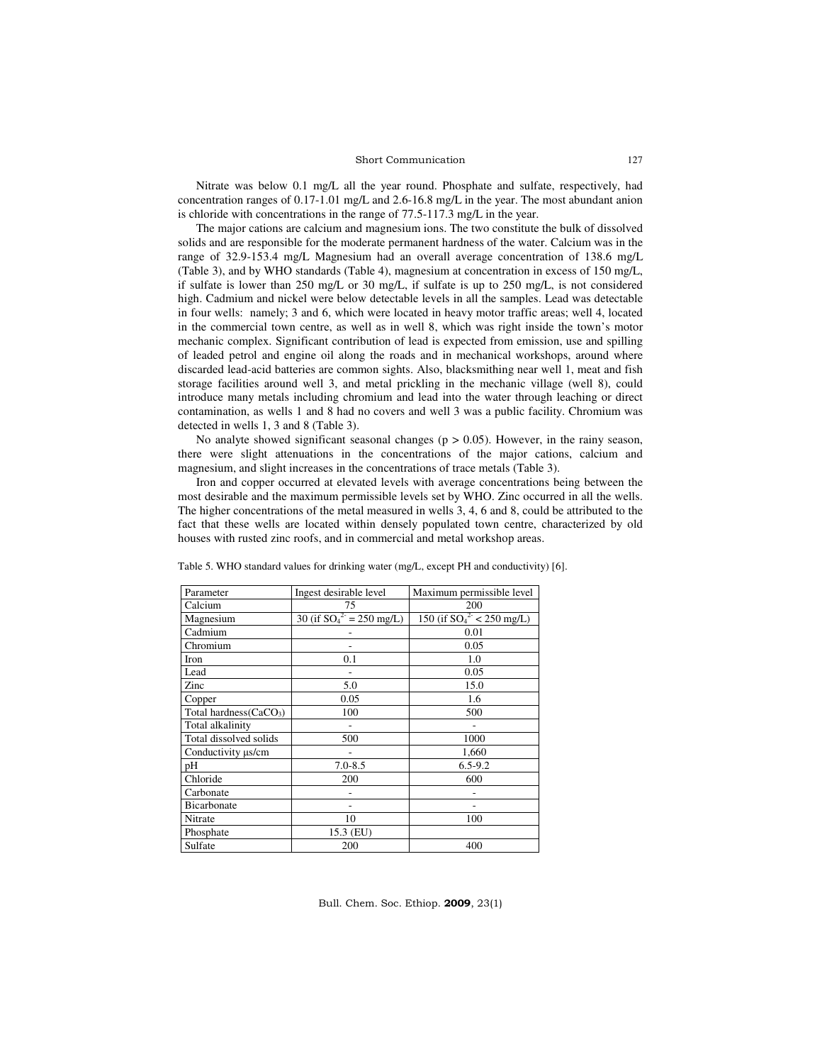Nitrate was below 0.1 mg/L all the year round. Phosphate and sulfate, respectively, had concentration ranges of 0.17-1.01 mg/L and 2.6-16.8 mg/L in the year. The most abundant anion is chloride with concentrations in the range of 77.5-117.3 mg/L in the year.

The major cations are calcium and magnesium ions. The two constitute the bulk of dissolved solids and are responsible for the moderate permanent hardness of the water. Calcium was in the range of 32.9-153.4 mg/L Magnesium had an overall average concentration of 138.6 mg/L (Table 3), and by WHO standards (Table 4), magnesium at concentration in excess of 150 mg/L, if sulfate is lower than 250 mg/L or 30 mg/L, if sulfate is up to 250 mg/L, is not considered high. Cadmium and nickel were below detectable levels in all the samples. Lead was detectable in four wells: namely; 3 and 6, which were located in heavy motor traffic areas; well 4, located in the commercial town centre, as well as in well 8, which was right inside the town's motor mechanic complex. Significant contribution of lead is expected from emission, use and spilling of leaded petrol and engine oil along the roads and in mechanical workshops, around where discarded lead-acid batteries are common sights. Also, blacksmithing near well 1, meat and fish storage facilities around well 3, and metal prickling in the mechanic village (well 8), could introduce many metals including chromium and lead into the water through leaching or direct contamination, as wells 1 and 8 had no covers and well 3 was a public facility. Chromium was detected in wells 1, 3 and 8 (Table 3).

No analyte showed significant seasonal changes ($p > 0.05$). However, in the rainy season, there were slight attenuations in the concentrations of the major cations, calcium and magnesium, and slight increases in the concentrations of trace metals (Table 3).

Iron and copper occurred at elevated levels with average concentrations being between the most desirable and the maximum permissible levels set by WHO. Zinc occurred in all the wells. The higher concentrations of the metal measured in wells 3, 4, 6 and 8, could be attributed to the fact that these wells are located within densely populated town centre, characterized by old houses with rusted zinc roofs, and in commercial and metal workshop areas.

Table 5. WHO standard values for drinking water (mg/L, except PH and conductivity) [6].

| Parameter | Ingest desirable level | Maximum permissible level |
|---|---|---|
| Calcium | 75 | 200 |
| Magnesium | 30 (if $SO_4^{2-}$ = 250 mg/L) | 150 (if $SO_4^{2-}$ < 250 mg/L) |
| Cadmium | - | 0.01 |
| Chromium | - | 0.05 |
| Iron | 0.1 | 1.0 |
| Lead | - | 0.05 |
| Zinc | 5.0 | 15.0 |
| Copper | 0.05 | 1.6 |
| Total hardness($CaCO_3$) | 100 | 500 |
| Total alkalinity | - | - |
| Total dissolved solids | 500 | 1000 |
| Conductivity μs/cm | - | 1,660 |
| pH | 7.0-8.5 | 6.5-9.2 |
| Chloride | 200 | 600 |
| Carbonate | - | - |
| Bicarbonate | - | - |
| Nitrate | 10 | 100 |
| Phosphate | 15.3 (EU) | |
| Sulfate | 200 | 400 |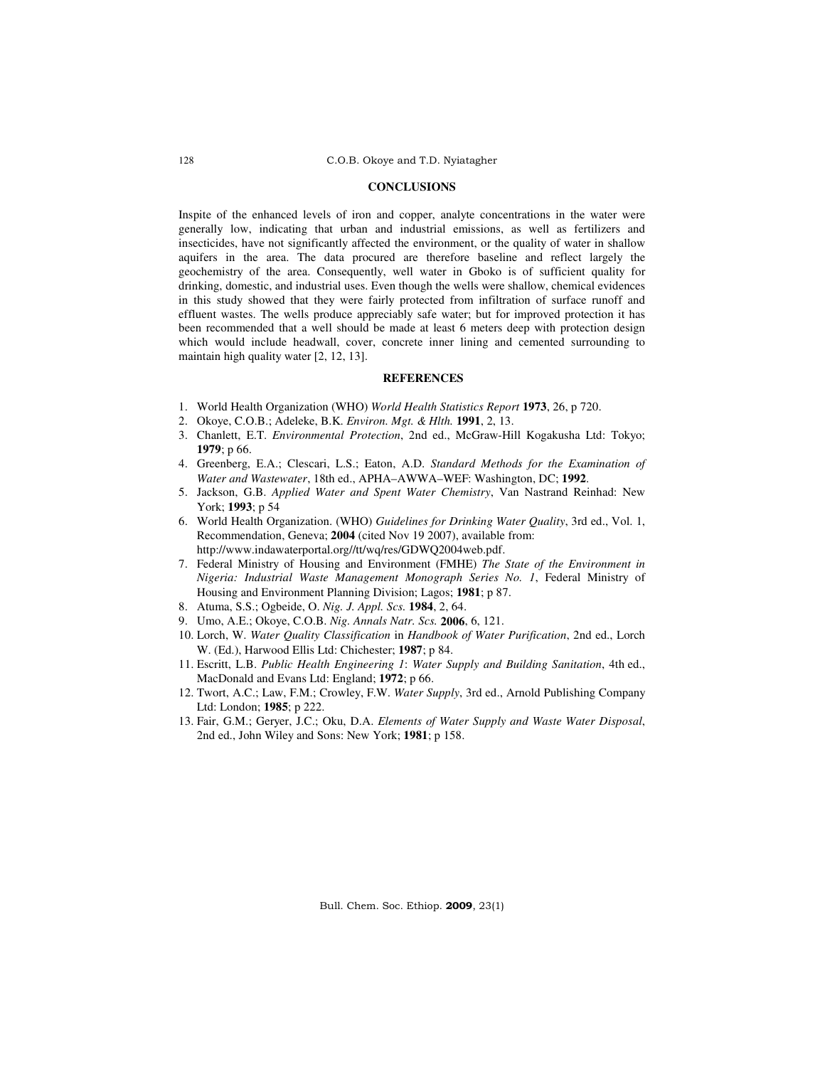## CONCLUSIONS

Inspite of the enhanced levels of iron and copper, analyte concentrations in the water were generally low, indicating that urban and industrial emissions, as well as fertilizers and insecticides, have not significantly affected the environment, or the quality of water in shallow aquifers in the area. The data procured are therefore baseline and reflect largely the geochemistry of the area. Consequently, well water in Gboko is of sufficient quality for drinking, domestic, and industrial uses. Even though the wells were shallow, chemical evidences in this study showed that they were fairly protected from infiltration of surface runoff and effluent wastes. The wells produce appreciably safe water; but for improved protection it has been recommended that a well should be made at least 6 meters deep with protection design which would include headwall, cover, concrete inner lining and cemented surrounding to maintain high quality water [2, 12, 13].

## REFERENCES

1. World Health Organization (WHO) *World Health Statistics Report* **1973**, 26, p 720.
2. Okoye, C.O.B.; Adeleke, B.K. *Environ. Mgt. & Hlth.* **1991**, 2, 13.
3. Chanlett, E.T. *Environmental Protection*, 2nd ed., McGraw-Hill Kogakusha Ltd: Tokyo; **1979**; p 66.
4. Greenberg, E.A.; Clescari, L.S.; Eaton, A.D. *Standard Methods for the Examination of Water and Wastewater*, 18th ed., APHA–AWWA–WEF: Washington, DC; **1992**.
5. Jackson, G.B. *Applied Water and Spent Water Chemistry*, Van Nastrand Reinhad: New York; **1993**; p 54
6. World Health Organization. (WHO) *Guidelines for Drinking Water Quality*, 3rd ed., Vol. 1, Recommendation, Geneva; **2004** (cited Nov 19 2007), available from: http://www.indawaterportal.org//tt/wq/res/GDWQ2004web.pdf.
7. Federal Ministry of Housing and Environment (FMHE) *The State of the Environment in Nigeria: Industrial Waste Management Monograph Series No. 1*, Federal Ministry of Housing and Environment Planning Division; Lagos; **1981**; p 87.
8. Atuma, S.S.; Ogbeide, O. *Nig. J. Appl. Scs.* **1984**, 2, 64.
9. Umo, A.E.; Okoye, C.O.B. *Nig. Annals Natr. Scs.* **2006**, 6, 121.
10. Lorch, W. *Water Quality Classification* in *Handbook of Water Purification*, 2nd ed., Lorch W. (Ed.), Harwood Ellis Ltd: Chichester; **1987**; p 84.
11. Escritt, L.B. *Public Health Engineering 1*: *Water Supply and Building Sanitation*, 4th ed., MacDonald and Evans Ltd: England; **1972**; p 66.
12. Twort, A.C.; Law, F.M.; Crowley, F.W. *Water Supply*, 3rd ed., Arnold Publishing Company Ltd: London; **1985**; p 222.
13. Fair, G.M.; Geryer, J.C.; Oku, D.A. *Elements of Water Supply and Waste Water Disposal*, 2nd ed., John Wiley and Sons: New York; **1981**; p 158.